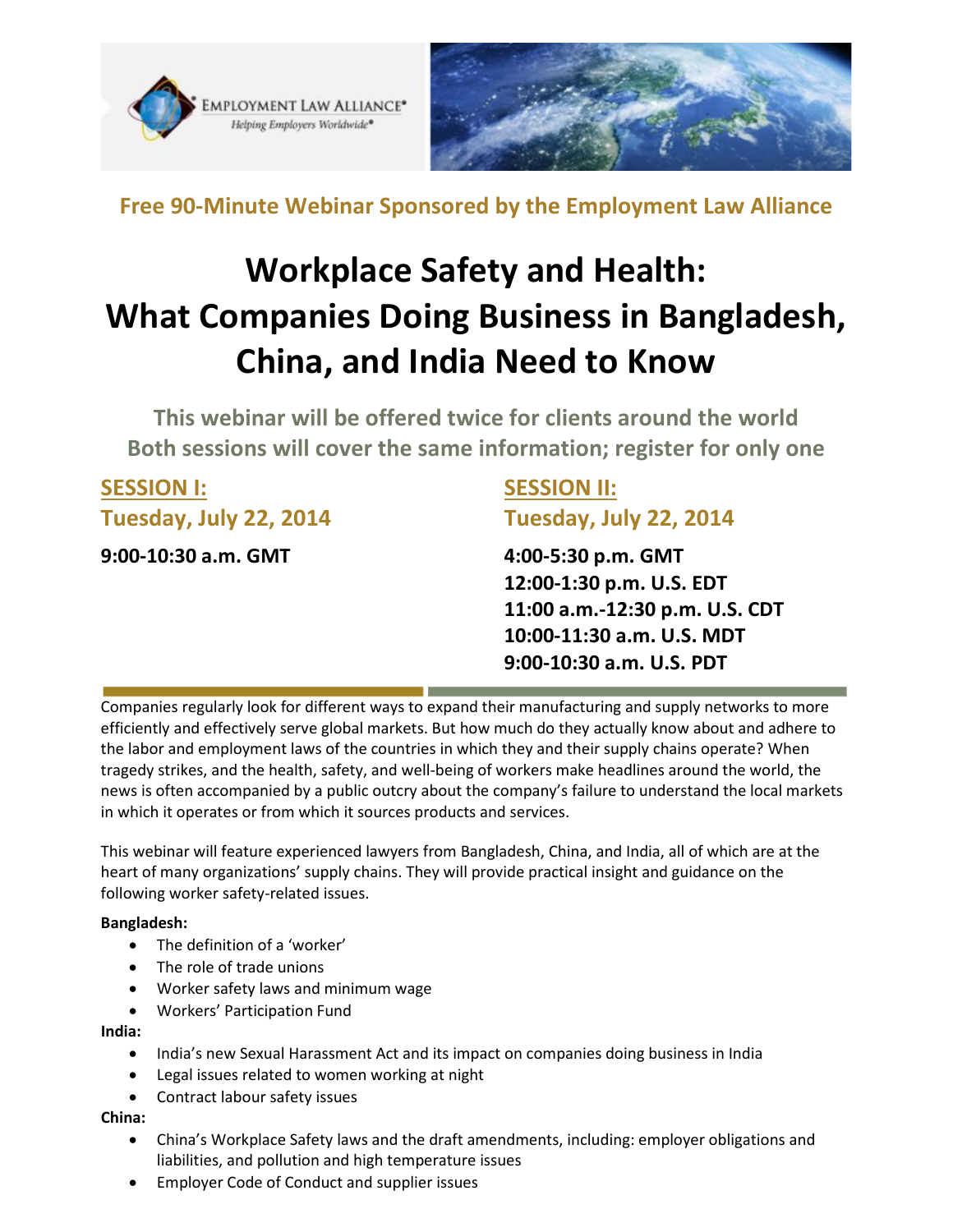Free 90-Minute Webinar Sponsored by the Employment Law Alliance

# Workplace Safety and Health: What Companies Doing Business in Bangladesh, China, and India Need to Know

**This webinar will be offered twice for clients around the world**
**Both sessions will cover the same information; register for only one**

**SESSION I:**
**Tuesday, July 22, 2014**

**9:00-10:30 a.m. GMT**

**SESSION II:**
**Tuesday, July 22, 2014**

**4:00-5:30 p.m. GMT**
**12:00-1:30 p.m. U.S. EDT**
**11:00 a.m.-12:30 p.m. U.S. CDT**
**10:00-11:30 a.m. U.S. MDT**
**9:00-10:30 a.m. U.S. PDT**

Companies regularly look for different ways to expand their manufacturing and supply networks to more efficiently and effectively serve global markets. But how much do they actually know about and adhere to the labor and employment laws of the countries in which they and their supply chains operate? When tragedy strikes, and the health, safety, and well-being of workers make headlines around the world, the news is often accompanied by a public outcry about the company's failure to understand the local markets in which it operates or from which it sources products and services.

This webinar will feature experienced lawyers from Bangladesh, China, and India, all of which are at the heart of many organizations' supply chains. They will provide practical insight and guidance on the following worker safety-related issues.

**Bangladesh:**

- The definition of a 'worker'
- The role of trade unions
- Worker safety laws and minimum wage
- Workers' Participation Fund

**India:**

- India's new Sexual Harassment Act and its impact on companies doing business in India
- Legal issues related to women working at night
- Contract labour safety issues

**China:**

- China's Workplace Safety laws and the draft amendments, including: employer obligations and liabilities, and pollution and high temperature issues
- Employer Code of Conduct and supplier issues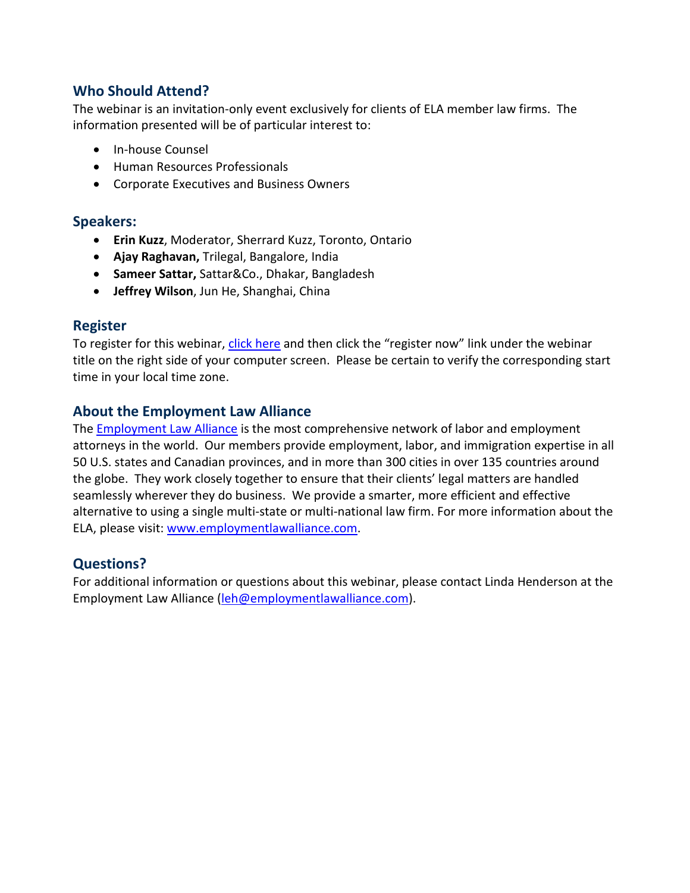## Who Should Attend?

The webinar is an invitation-only event exclusively for clients of ELA member law firms. The information presented will be of particular interest to:

- In-house Counsel
- Human Resources Professionals
- Corporate Executives and Business Owners

## Speakers:

- **Erin Kuzz**, Moderator, Sherrard Kuzz, Toronto, Ontario
- **Ajay Raghavan,** Trilegal, Bangalore, India
- **Sameer Sattar,** Sattar&Co., Dhakar, Bangladesh
- **Jeffrey Wilson**, Jun He, Shanghai, China

## Register

To register for this webinar, [click here]() and then click the "register now" link under the webinar title on the right side of your computer screen. Please be certain to verify the corresponding start time in your local time zone.

## About the Employment Law Alliance

The [Employment Law Alliance]() is the most comprehensive network of labor and employment attorneys in the world. Our members provide employment, labor, and immigration expertise in all 50 U.S. states and Canadian provinces, and in more than 300 cities in over 135 countries around the globe. They work closely together to ensure that their clients' legal matters are handled seamlessly wherever they do business. We provide a smarter, more efficient and effective alternative to using a single multi-state or multi-national law firm. For more information about the ELA, please visit: [www.employmentlawalliance.com](http://www.employmentlawalliance.com).

## Questions?

For additional information or questions about this webinar, please contact Linda Henderson at the Employment Law Alliance ([leh@employmentlawalliance.com](mailto:leh@employmentlawalliance.com)).